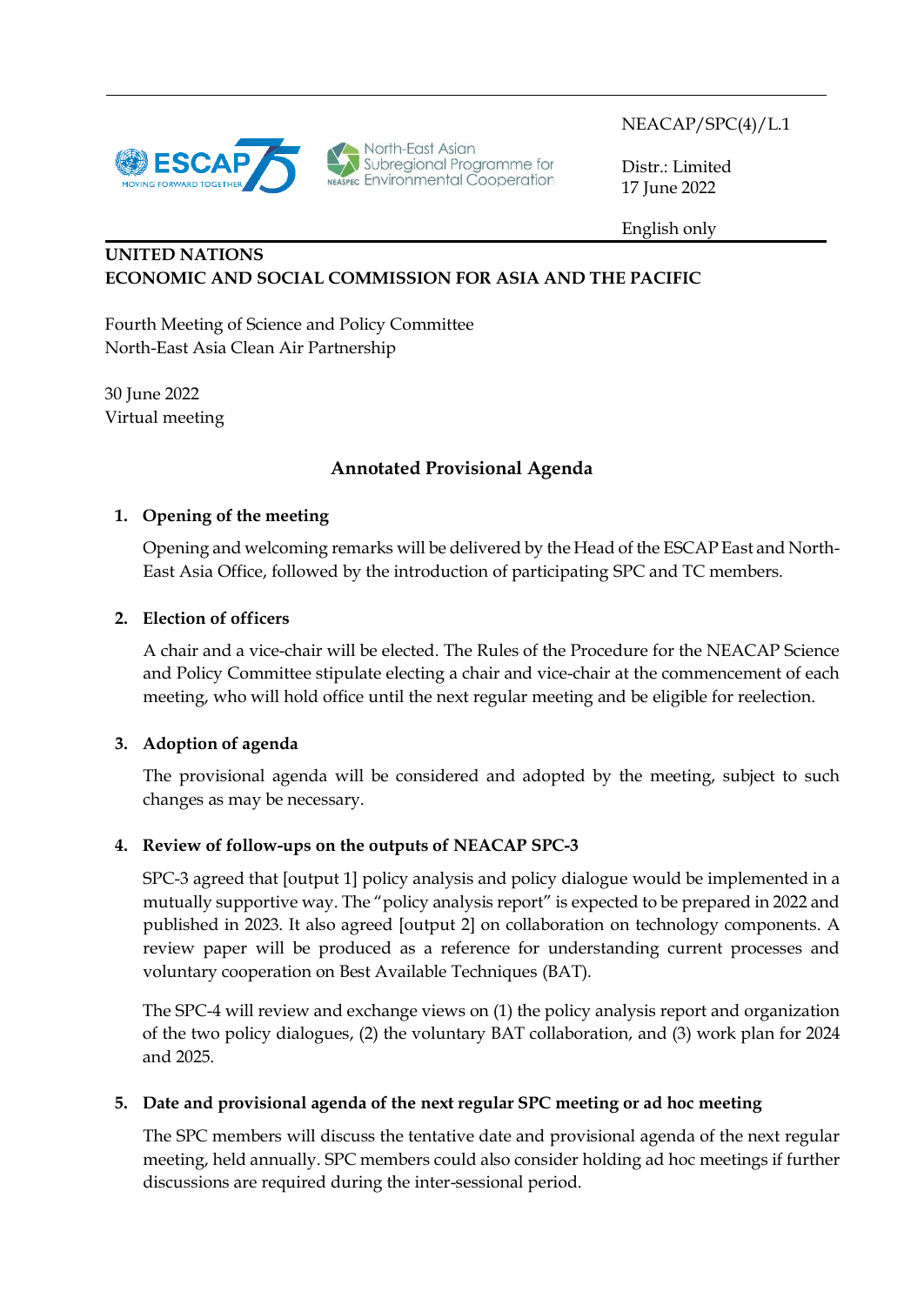NEACAP/SPC(4)/L.1

Distr.: Limited
17 June 2022

English only

**UNITED NATIONS**
**ECONOMIC AND SOCIAL COMMISSION FOR ASIA AND THE PACIFIC**

Fourth Meeting of Science and Policy Committee
North-East Asia Clean Air Partnership

30 June 2022
Virtual meeting

## Annotated Provisional Agenda

### 1. Opening of the meeting

Opening and welcoming remarks will be delivered by the Head of the ESCAP East and North-East Asia Office, followed by the introduction of participating SPC and TC members.

### 2. Election of officers

A chair and a vice-chair will be elected. The Rules of the Procedure for the NEACAP Science and Policy Committee stipulate electing a chair and vice-chair at the commencement of each meeting, who will hold office until the next regular meeting and be eligible for reelection.

### 3. Adoption of agenda

The provisional agenda will be considered and adopted by the meeting, subject to such changes as may be necessary.

### 4. Review of follow-ups on the outputs of NEACAP SPC-3

SPC-3 agreed that [output 1] policy analysis and policy dialogue would be implemented in a mutually supportive way. The "policy analysis report" is expected to be prepared in 2022 and published in 2023. It also agreed [output 2] on collaboration on technology components. A review paper will be produced as a reference for understanding current processes and voluntary cooperation on Best Available Techniques (BAT).

The SPC-4 will review and exchange views on (1) the policy analysis report and organization of the two policy dialogues, (2) the voluntary BAT collaboration, and (3) work plan for 2024 and 2025.

### 5. Date and provisional agenda of the next regular SPC meeting or ad hoc meeting

The SPC members will discuss the tentative date and provisional agenda of the next regular meeting, held annually. SPC members could also consider holding ad hoc meetings if further discussions are required during the inter-sessional period.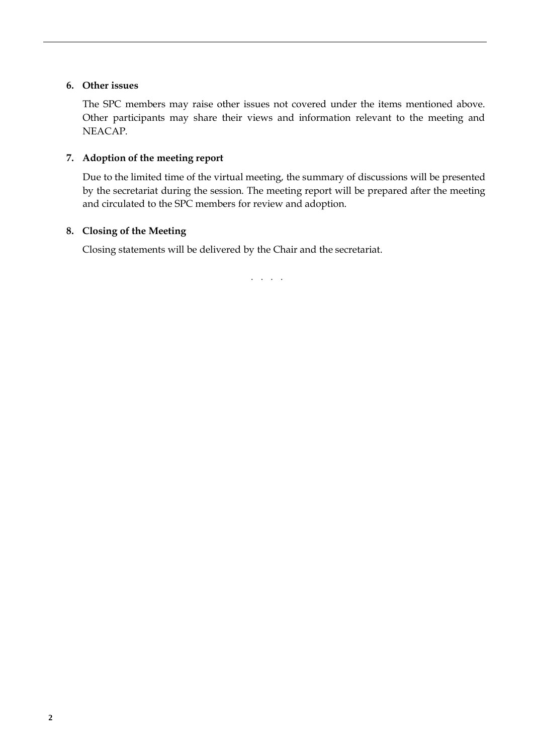**6. Other issues**

The SPC members may raise other issues not covered under the items mentioned above. Other participants may share their views and information relevant to the meeting and NEACAP.

**7. Adoption of the meeting report**

Due to the limited time of the virtual meeting, the summary of discussions will be presented by the secretariat during the session. The meeting report will be prepared after the meeting and circulated to the SPC members for review and adoption.

**8. Closing of the Meeting**

Closing statements will be delivered by the Chair and the secretariat.

. . . .